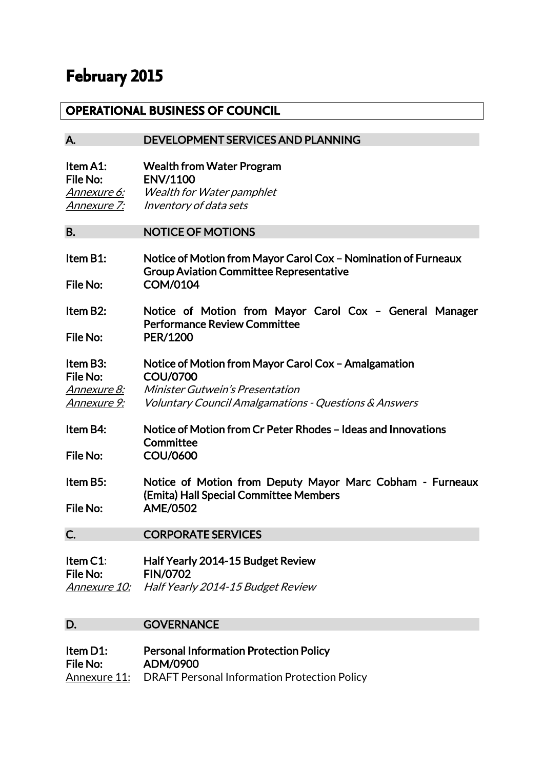# February 2015

## OPERATIONAL BUSINESS OF COUNCIL

### A. DEVELOPMENT SERVICES AND PLANNING

**Item A1:** **Wealth from Water Program**
**File No:** **ENV/1100**
*Annexure 6:* *Wealth for Water pamphlet*
*Annexure 7:* *Inventory of data sets*

### B. NOTICE OF MOTIONS

**Item B1:** **Notice of Motion from Mayor Carol Cox – Nomination of Furneaux Group Aviation Committee Representative**
**File No:** **COM/0104**

**Item B2:** **Notice of Motion from Mayor Carol Cox – General Manager Performance Review Committee**
**File No:** **PER/1200**

**Item B3:** **Notice of Motion from Mayor Carol Cox – Amalgamation**
**File No:** **COU/0700**
*Annexure 8:* *Minister Gutwein's Presentation*
*Annexure 9:* *Voluntary Council Amalgamations - Questions & Answers*

**Item B4:** **Notice of Motion from Cr Peter Rhodes – Ideas and Innovations Committee**
**File No:** **COU/0600**

**Item B5:** **Notice of Motion from Deputy Mayor Marc Cobham - Furneaux (Emita) Hall Special Committee Members**
**File No:** **AME/0502**

### C. CORPORATE SERVICES

**Item C1:** **Half Yearly 2014-15 Budget Review**
**File No:** **FIN/0702**
*Annexure 10:* *Half Yearly 2014-15 Budget Review*

### D. GOVERNANCE

**Item D1:** **Personal Information Protection Policy**
**File No:** **ADM/0900**
Annexure 11: DRAFT Personal Information Protection Policy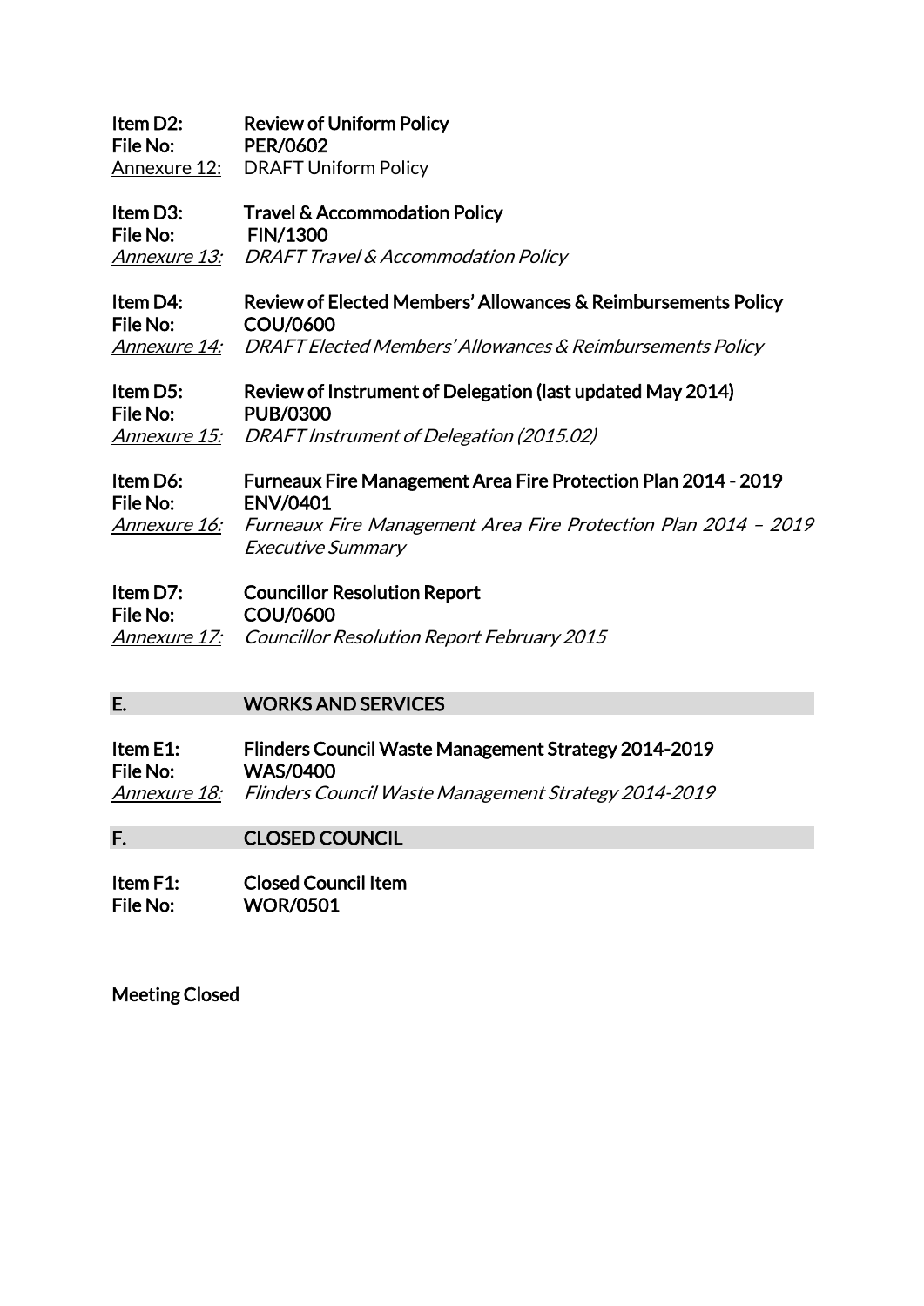**Item D2:** **Review of Uniform Policy**
**File No:** **PER/0602**
<u>Annexure 12:</u> DRAFT Uniform Policy

**Item D3:** **Travel & Accommodation Policy**
**File No:** **FIN/1300**
*<u>Annexure 13:</u>* *DRAFT Travel & Accommodation Policy*

**Item D4:** **Review of Elected Members' Allowances & Reimbursements Policy**
**File No:** **COU/0600**
*<u>Annexure 14:</u>* *DRAFT Elected Members' Allowances & Reimbursements Policy*

**Item D5:** **Review of Instrument of Delegation (last updated May 2014)**
**File No:** **PUB/0300**
*<u>Annexure 15:</u>* *DRAFT Instrument of Delegation (2015.02)*

**Item D6:** **Furneaux Fire Management Area Fire Protection Plan 2014 - 2019**
**File No:** **ENV/0401**
*<u>Annexure 16:</u>* *Furneaux Fire Management Area Fire Protection Plan 2014 – 2019 Executive Summary*

**Item D7:** **Councillor Resolution Report**
**File No:** **COU/0600**
*<u>Annexure 17:</u>* *Councillor Resolution Report February 2015*

## E. WORKS AND SERVICES

**Item E1:** **Flinders Council Waste Management Strategy 2014-2019**
**File No:** **WAS/0400**
*<u>Annexure 18:</u>* *Flinders Council Waste Management Strategy 2014-2019*

## F. CLOSED COUNCIL

**Item F1:** **Closed Council Item**
**File No:** **WOR/0501**

**Meeting Closed**